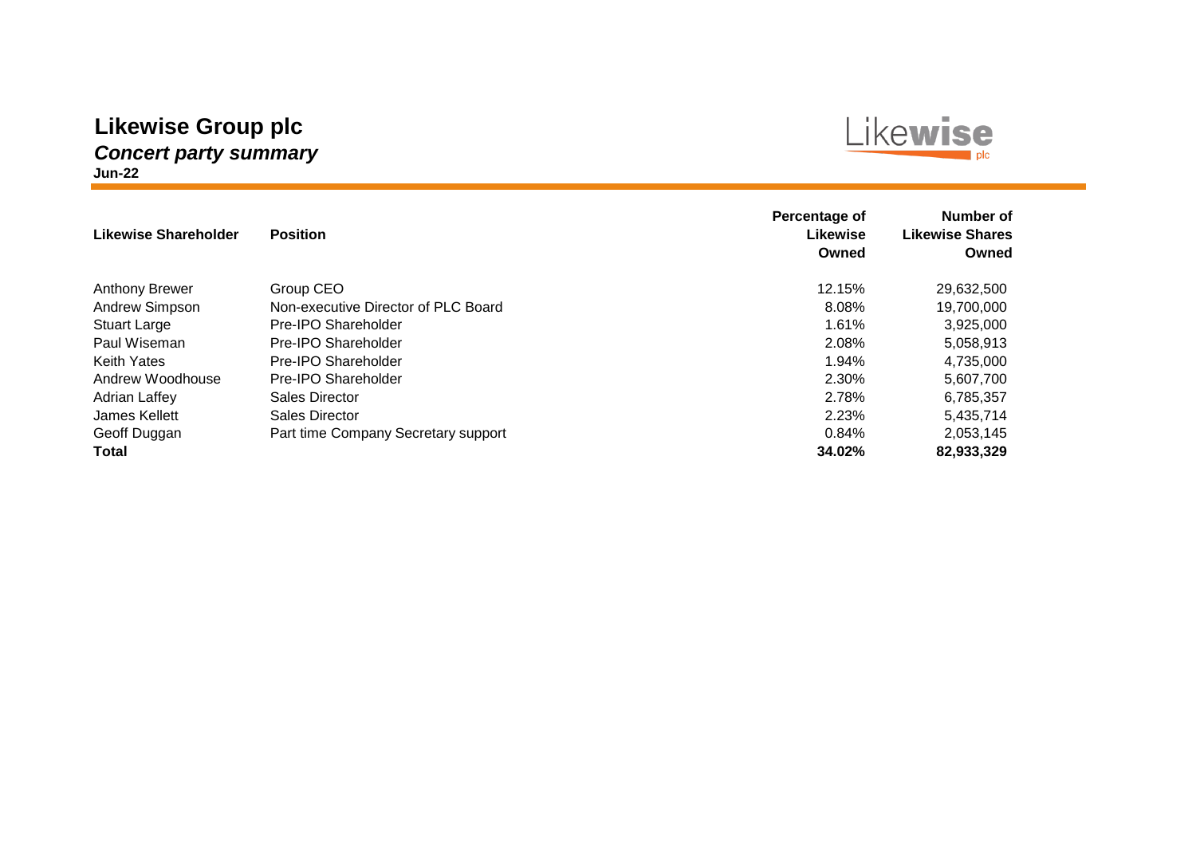# Likewise Group plc

## *Concert party summary*

**Jun-22**

| Likewise Shareholder | Position | Percentage of Likewise Owned | Number of Likewise Shares Owned |
|---|---|---|---|
| Anthony Brewer | Group CEO | 12.15% | 29,632,500 |
| Andrew Simpson | Non-executive Director of PLC Board | 8.08% | 19,700,000 |
| Stuart Large | Pre-IPO Shareholder | 1.61% | 3,925,000 |
| Paul Wiseman | Pre-IPO Shareholder | 2.08% | 5,058,913 |
| Keith Yates | Pre-IPO Shareholder | 1.94% | 4,735,000 |
| Andrew Woodhouse | Pre-IPO Shareholder | 2.30% | 5,607,700 |
| Adrian Laffey | Sales Director | 2.78% | 6,785,357 |
| James Kellett | Sales Director | 2.23% | 5,435,714 |
| Geoff Duggan | Part time Company Secretary support | 0.84% | 2,053,145 |
| **Total** | | **34.02%** | **82,933,329** |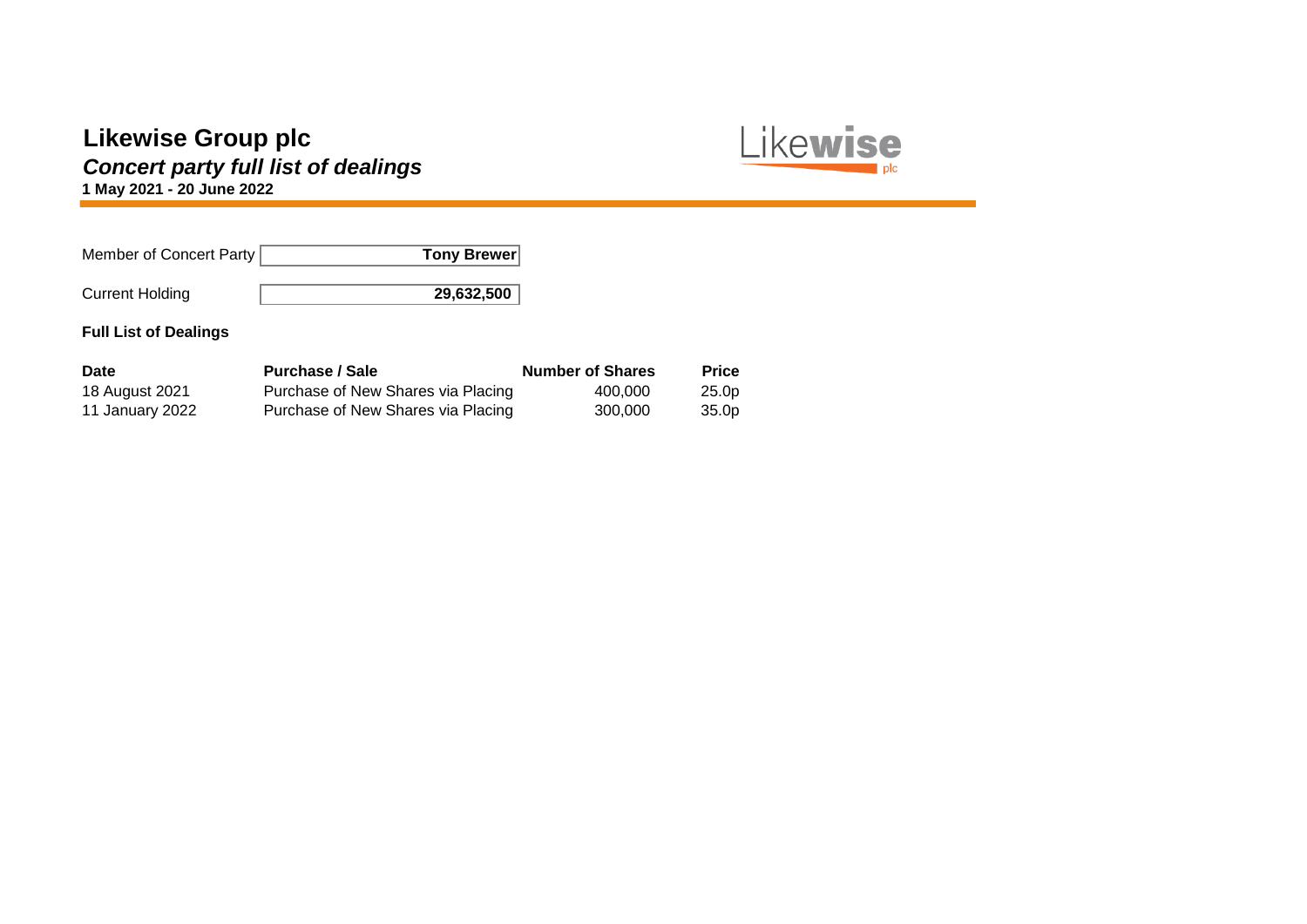# Likewise Group plc

## *Concert party full list of dealings*

**1 May 2021 - 20 June 2022**

| Member of Concert Party | **Tony Brewer** |
|---|---|
| Current Holding | **29,632,500** |

**Full List of Dealings**

| Date | Purchase / Sale | Number of Shares | Price |
|---|---|---|---|
| 18 August 2021 | Purchase of New Shares via Placing | 400,000 | 25.0p |
| 11 January 2022 | Purchase of New Shares via Placing | 300,000 | 35.0p |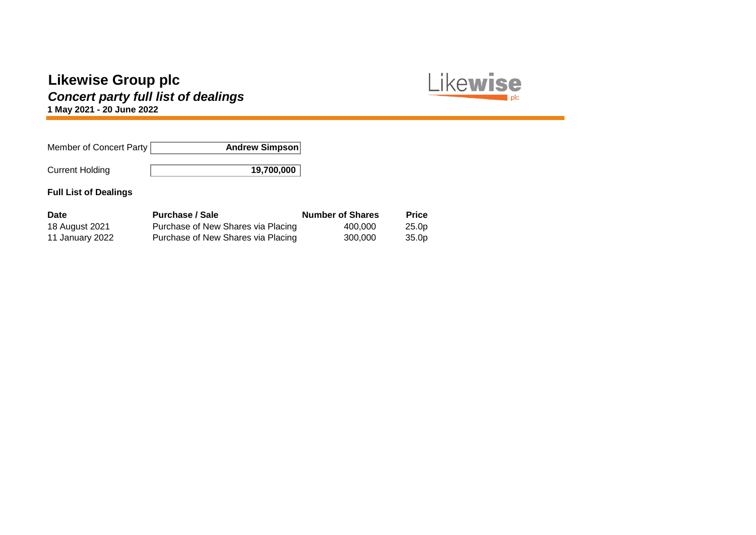# Likewise Group plc

## *Concert party full list of dealings*

**1 May 2021 - 20 June 2022**

| Member of Concert Party | **Andrew Simpson** |
|---|---|
| Current Holding | **19,700,000** |

**Full List of Dealings**

| Date | Purchase / Sale | Number of Shares | Price |
|---|---|---|---|
| 18 August 2021 | Purchase of New Shares via Placing | 400,000 | 25.0p |
| 11 January 2022 | Purchase of New Shares via Placing | 300,000 | 35.0p |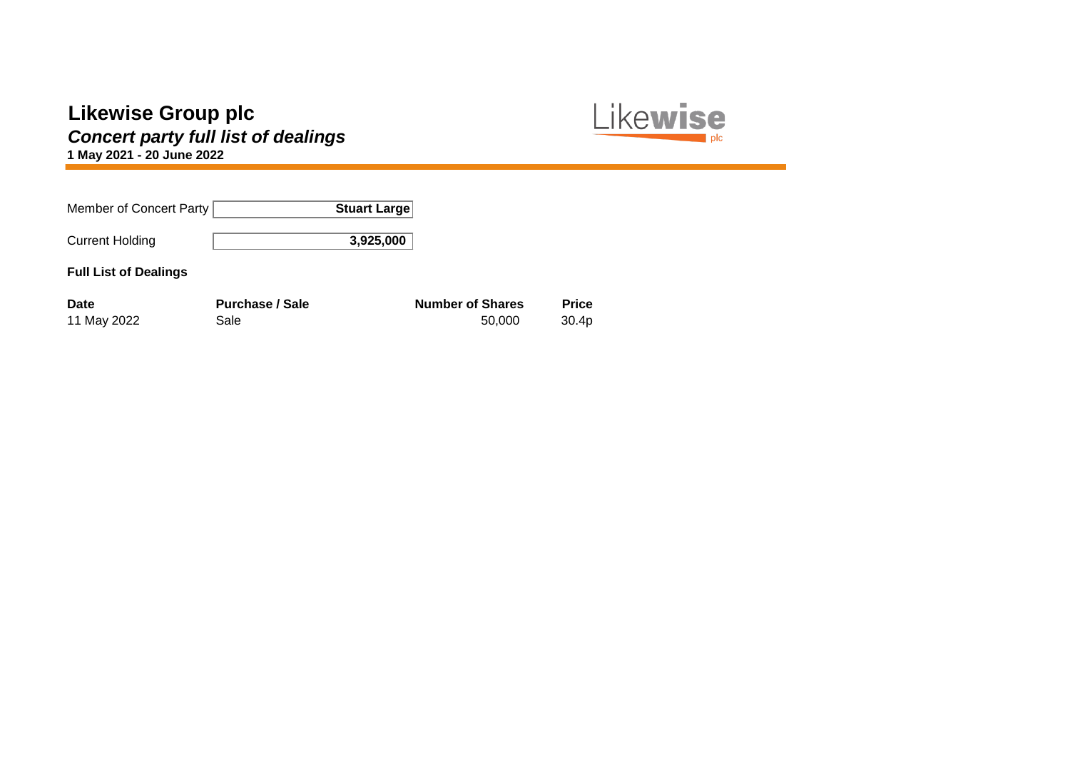# Likewise Group plc

## *Concert party full list of dealings*

**1 May 2021 - 20 June 2022**

| Member of Concert Party | **Stuart Large** |
|---|---|
| Current Holding | **3,925,000** |

**Full List of Dealings**

| Date | Purchase / Sale | Number of Shares | Price |
|---|---|---|---|
| 11 May 2022 | Sale | 50,000 | 30.4p |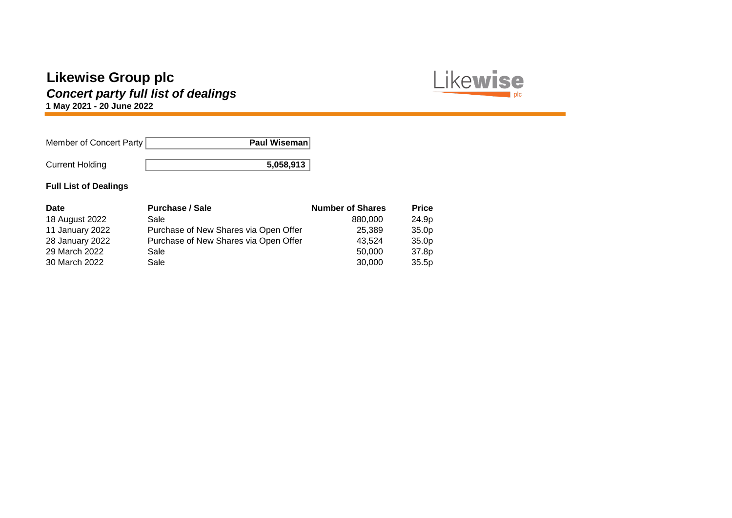# Likewise Group plc

## *Concert party full list of dealings*

**1 May 2021 - 20 June 2022**

| Member of Concert Party | **Paul Wiseman** |
|---|---|
| Current Holding | **5,058,913** |

### Full List of Dealings

| Date | Purchase / Sale | Number of Shares | Price |
|---|---|---|---|
| 18 August 2022 | Sale | 880,000 | 24.9p |
| 11 January 2022 | Purchase of New Shares via Open Offer | 25,389 | 35.0p |
| 28 January 2022 | Purchase of New Shares via Open Offer | 43,524 | 35.0p |
| 29 March 2022 | Sale | 50,000 | 37.8p |
| 30 March 2022 | Sale | 30,000 | 35.5p |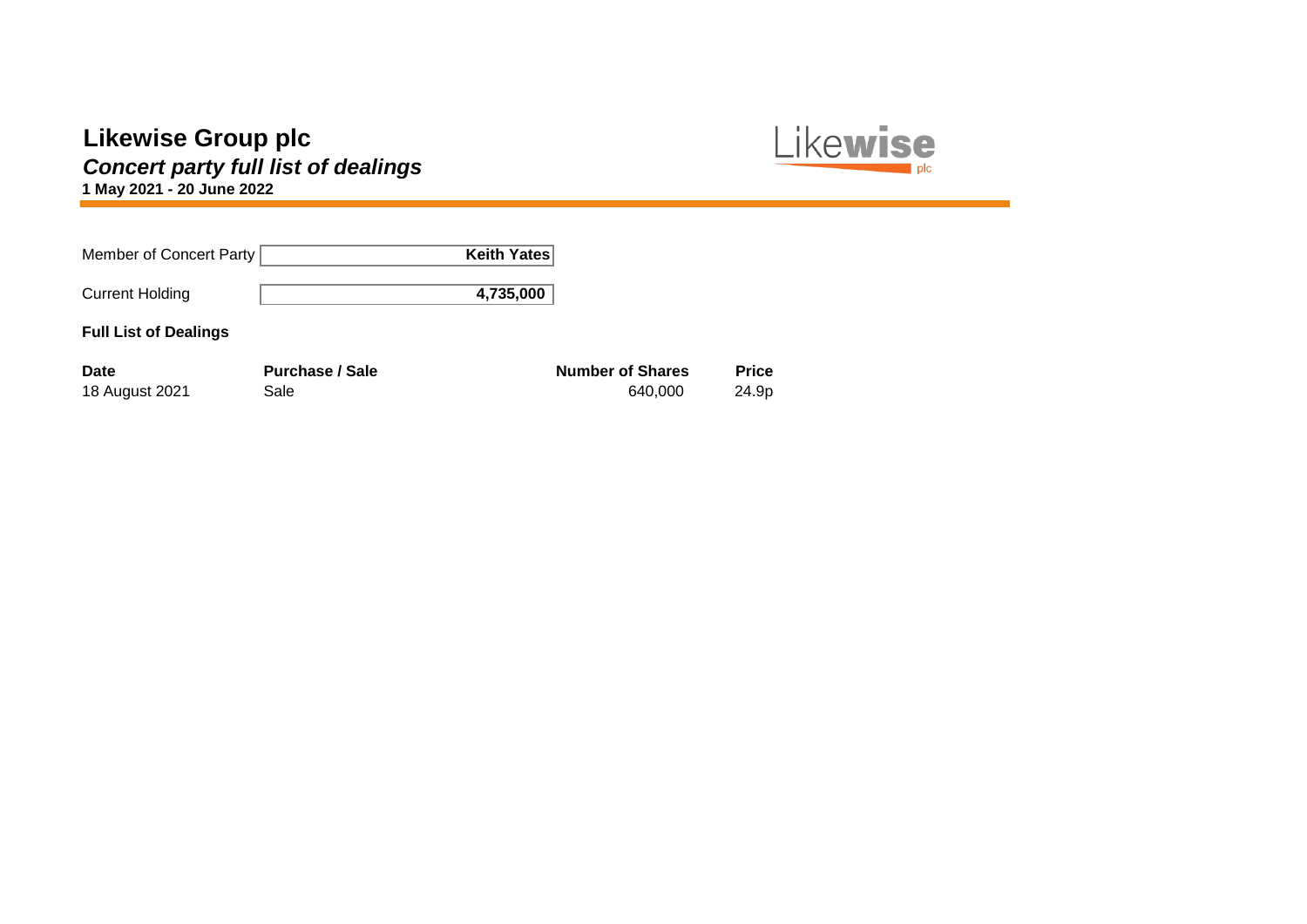# Likewise Group plc

## *Concert party full list of dealings*

**1 May 2021 - 20 June 2022**

| Member of Concert Party | **Keith Yates** |
|---|---|
| Current Holding | **4,735,000** |

**Full List of Dealings**

| Date | Purchase / Sale | Number of Shares | Price |
|---|---|---|---|
| 18 August 2021 | Sale | 640,000 | 24.9p |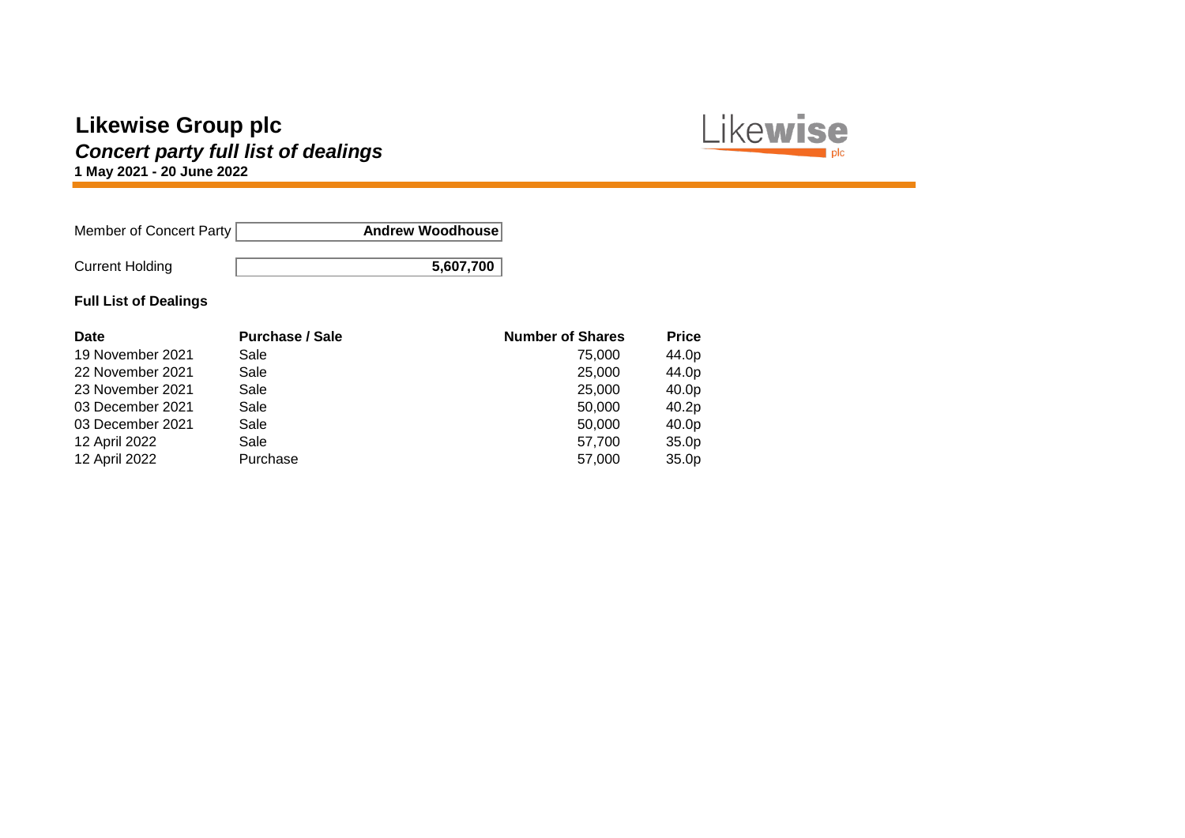# Likewise Group plc

## *Concert party full list of dealings*

**1 May 2021 - 20 June 2022**

| Member of Concert Party | **Andrew Woodhouse** |
|---|---|
| Current Holding | **5,607,700** |

**Full List of Dealings**

| Date | Purchase / Sale | Number of Shares | Price |
|---|---|---|---|
| 19 November 2021 | Sale | 75,000 | 44.0p |
| 22 November 2021 | Sale | 25,000 | 44.0p |
| 23 November 2021 | Sale | 25,000 | 40.0p |
| 03 December 2021 | Sale | 50,000 | 40.2p |
| 03 December 2021 | Sale | 50,000 | 40.0p |
| 12 April 2022 | Sale | 57,700 | 35.0p |
| 12 April 2022 | Purchase | 57,000 | 35.0p |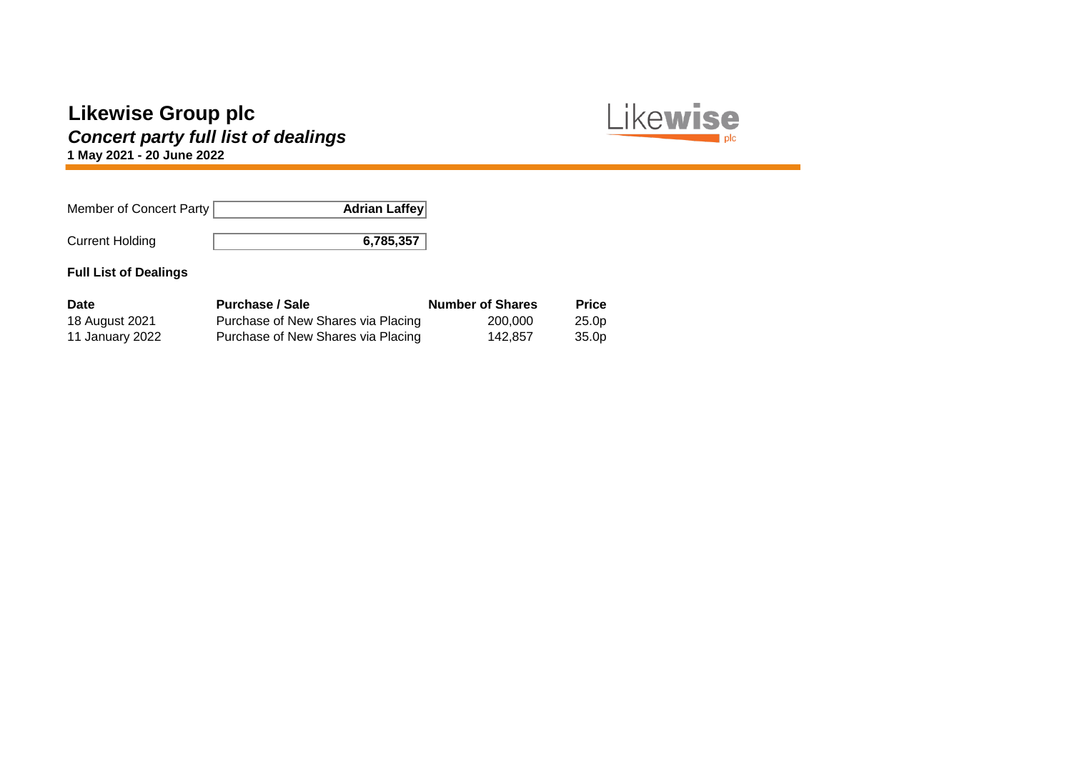# Likewise Group plc

## *Concert party full list of dealings*

**1 May 2021 - 20 June 2022**

| Member of Concert Party | **Adrian Laffey** |
| --- | --- |
| Current Holding | **6,785,357** |

**Full List of Dealings**

| Date | Purchase / Sale | Number of Shares | Price |
| --- | --- | --- | --- |
| 18 August 2021 | Purchase of New Shares via Placing | 200,000 | 25.0p |
| 11 January 2022 | Purchase of New Shares via Placing | 142,857 | 35.0p |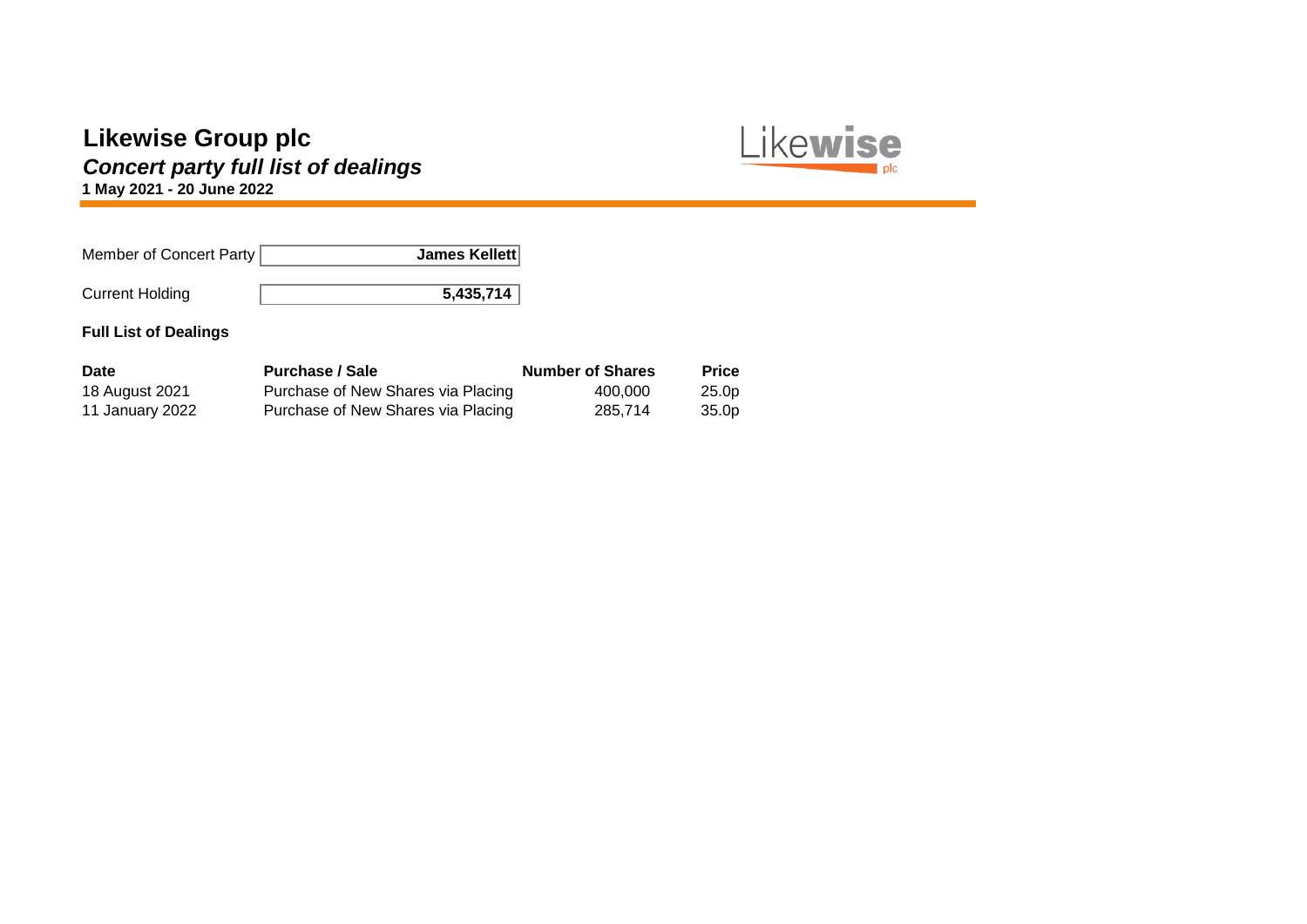# Likewise Group plc

## *Concert party full list of dealings*

**1 May 2021 - 20 June 2022**

| Member of Concert Party | **James Kellett** |
|---|---|
| Current Holding | **5,435,714** |

### Full List of Dealings

| Date | Purchase / Sale | Number of Shares | Price |
|---|---|---|---|
| 18 August 2021 | Purchase of New Shares via Placing | 400,000 | 25.0p |
| 11 January 2022 | Purchase of New Shares via Placing | 285,714 | 35.0p |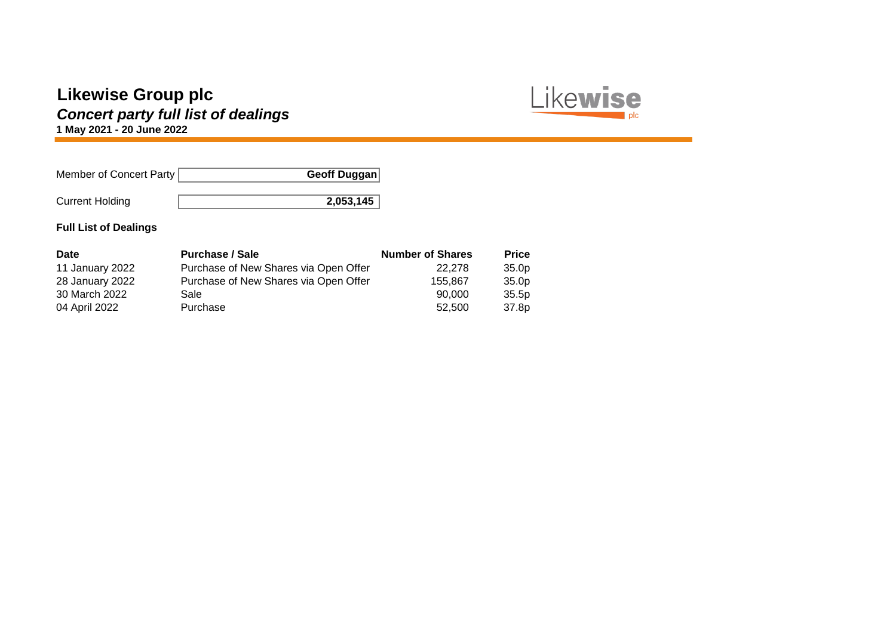# Likewise Group plc

## *Concert party full list of dealings*

**1 May 2021 - 20 June 2022**

| | |
|---|---|
| Member of Concert Party | **Geoff Duggan** |
| Current Holding | **2,053,145** |

**Full List of Dealings**

| Date | Purchase / Sale | Number of Shares | Price |
|---|---|---|---|
| 11 January 2022 | Purchase of New Shares via Open Offer | 22,278 | 35.0p |
| 28 January 2022 | Purchase of New Shares via Open Offer | 155,867 | 35.0p |
| 30 March 2022 | Sale | 90,000 | 35.5p |
| 04 April 2022 | Purchase | 52,500 | 37.8p |